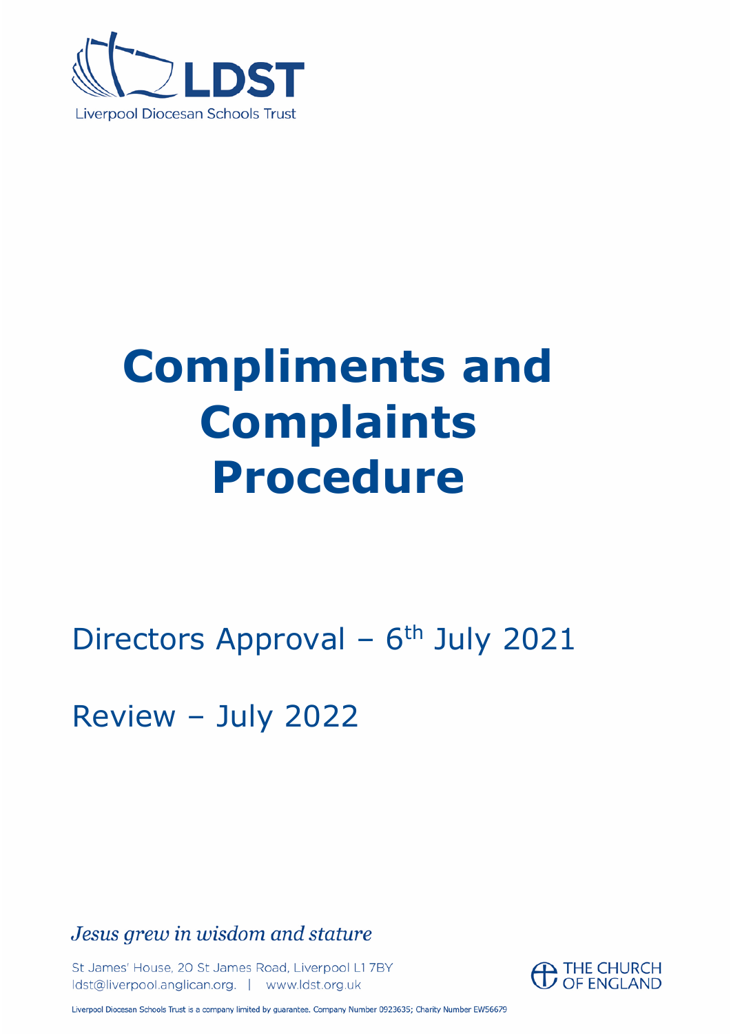LDST

Liverpool Diocesan Schools Trust

# Compliments and Complaints Procedure

Directors Approval – 6th July 2021

Review – July 2022

*Jesus grew in wisdom and stature*

St James' House, 20 St James Road, Liverpool L1 7BY
ldst@liverpool.anglican.org. | www.ldst.org.uk

THE CHURCH OF ENGLAND

Liverpool Diocesan Schools Trust is a company limited by guarantee. Company Number 0923635; Charity Number EW56679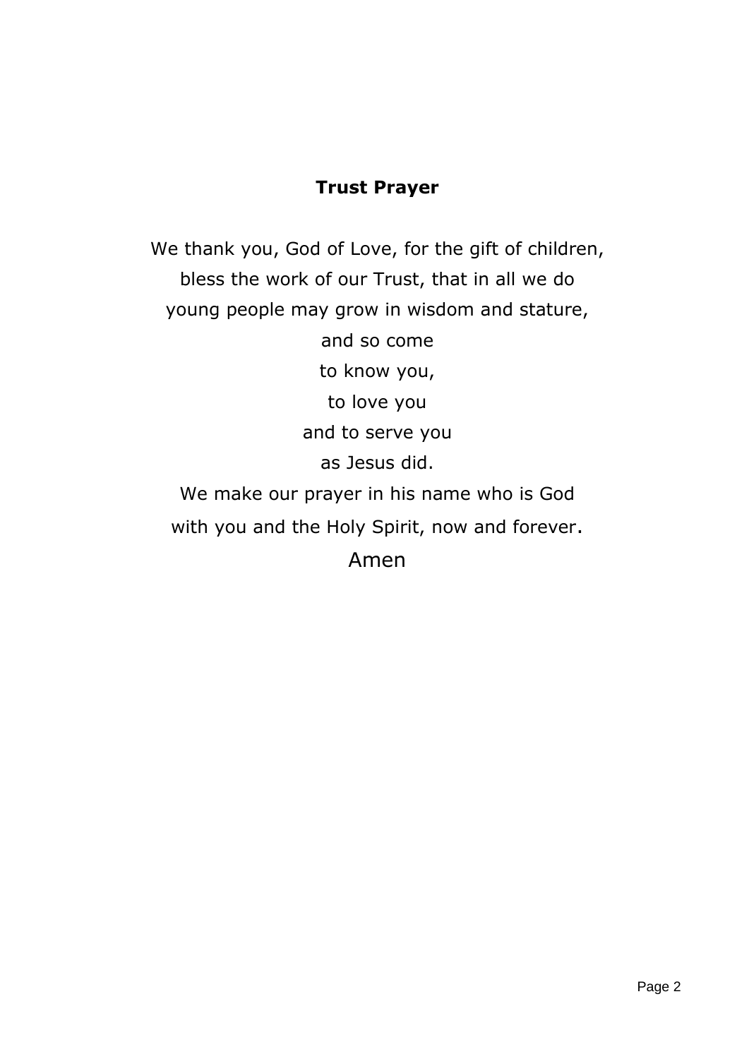**Trust Prayer**

We thank you, God of Love, for the gift of children,
bless the work of our Trust, that in all we do
young people may grow in wisdom and stature,
and so come
to know you,
to love you
and to serve you
as Jesus did.
We make our prayer in his name who is God
with you and the Holy Spirit, now and forever.
Amen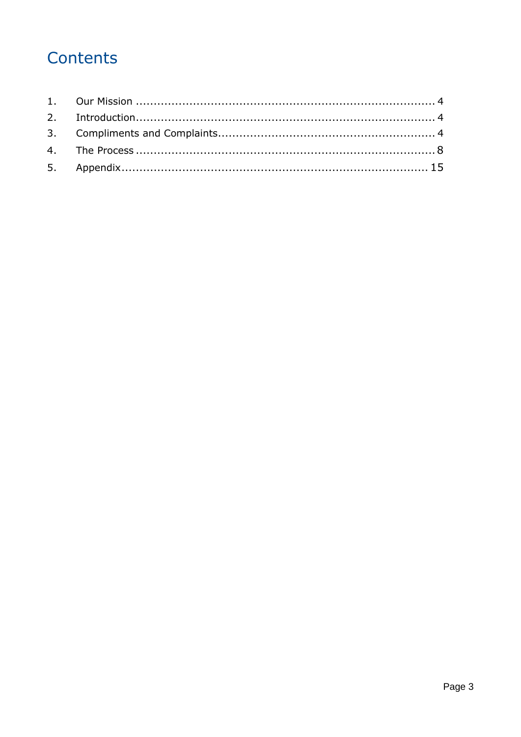# Contents

1. Our Mission ..................................................................................... 4
2. Introduction..................................................................................... 4
3. Compliments and Complaints............................................................ 4
4. The Process ..................................................................................... 8
5. Appendix........................................................................................ 15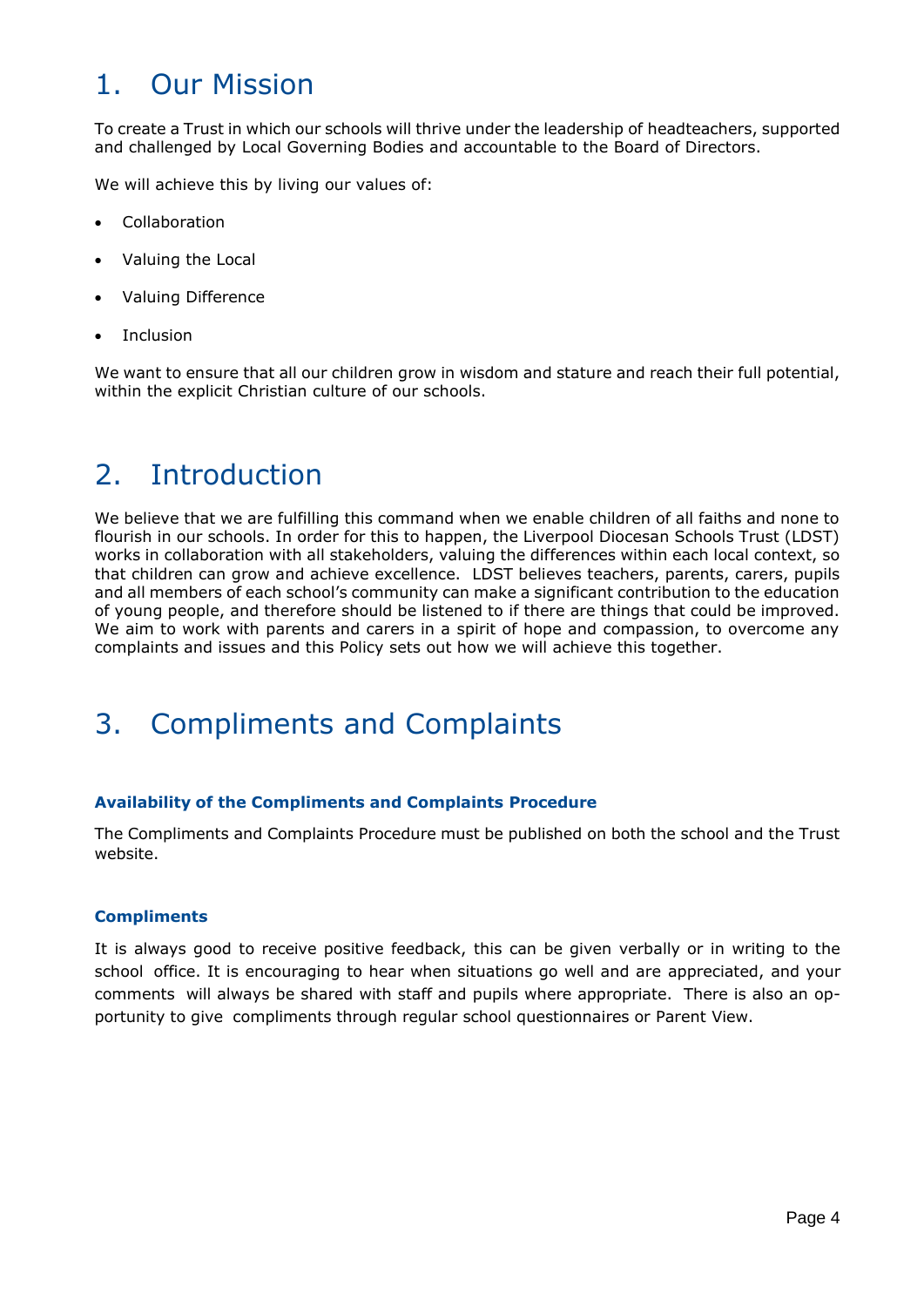# 1. Our Mission

To create a Trust in which our schools will thrive under the leadership of headteachers, supported and challenged by Local Governing Bodies and accountable to the Board of Directors.

We will achieve this by living our values of:

- Collaboration
- Valuing the Local
- Valuing Difference
- Inclusion

We want to ensure that all our children grow in wisdom and stature and reach their full potential, within the explicit Christian culture of our schools.

# 2. Introduction

We believe that we are fulfilling this command when we enable children of all faiths and none to flourish in our schools. In order for this to happen, the Liverpool Diocesan Schools Trust (LDST) works in collaboration with all stakeholders, valuing the differences within each local context, so that children can grow and achieve excellence. LDST believes teachers, parents, carers, pupils and all members of each school's community can make a significant contribution to the education of young people, and therefore should be listened to if there are things that could be improved. We aim to work with parents and carers in a spirit of hope and compassion, to overcome any complaints and issues and this Policy sets out how we will achieve this together.

# 3. Compliments and Complaints

### Availability of the Compliments and Complaints Procedure

The Compliments and Complaints Procedure must be published on both the school and the Trust website.

### Compliments

It is always good to receive positive feedback, this can be given verbally or in writing to the school office. It is encouraging to hear when situations go well and are appreciated, and your comments will always be shared with staff and pupils where appropriate. There is also an opportunity to give compliments through regular school questionnaires or Parent View.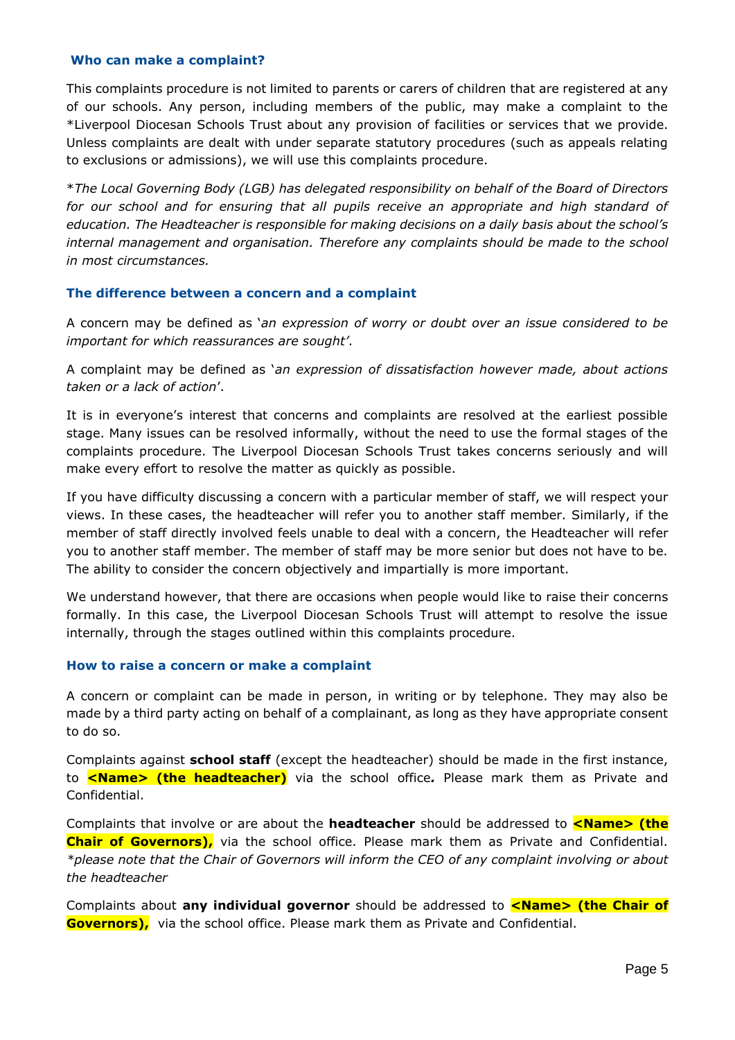### Who can make a complaint?

This complaints procedure is not limited to parents or carers of children that are registered at any of our schools. Any person, including members of the public, may make a complaint to the *Liverpool Diocesan Schools Trust about any provision of facilities or services that we provide. Unless complaints are dealt with under separate statutory procedures (such as appeals relating to exclusions or admissions), we will use this complaints procedure.

**The Local Governing Body (LGB) has delegated responsibility on behalf of the Board of Directors for our school and for ensuring that all pupils receive an appropriate and high standard of education. The Headteacher is responsible for making decisions on a daily basis about the school's internal management and organisation. Therefore any complaints should be made to the school in most circumstances.*

### The difference between a concern and a complaint

A concern may be defined as '*an expression of worry or doubt over an issue considered to be important for which reassurances are sought*'.

A complaint may be defined as '*an expression of dissatisfaction however made, about actions taken or a lack of action*'.

It is in everyone's interest that concerns and complaints are resolved at the earliest possible stage. Many issues can be resolved informally, without the need to use the formal stages of the complaints procedure. The Liverpool Diocesan Schools Trust takes concerns seriously and will make every effort to resolve the matter as quickly as possible.

If you have difficulty discussing a concern with a particular member of staff, we will respect your views. In these cases, the headteacher will refer you to another staff member. Similarly, if the member of staff directly involved feels unable to deal with a concern, the Headteacher will refer you to another staff member. The member of staff may be more senior but does not have to be. The ability to consider the concern objectively and impartially is more important.

We understand however, that there are occasions when people would like to raise their concerns formally. In this case, the Liverpool Diocesan Schools Trust will attempt to resolve the issue internally, through the stages outlined within this complaints procedure.

### How to raise a concern or make a complaint

A concern or complaint can be made in person, in writing or by telephone. They may also be made by a third party acting on behalf of a complainant, as long as they have appropriate consent to do so.

Complaints against **school staff** (except the headteacher) should be made in the first instance, to **<Name> (the headteacher)** via the school office***.*** Please mark them as Private and Confidential.

Complaints that involve or are about the **headteacher** should be addressed to **<Name> (the Chair of Governors),** via the school office. Please mark them as Private and Confidential. **please note that the Chair of Governors will inform the CEO of any complaint involving or about the headteacher*

Complaints about **any individual governor** should be addressed to **<Name> (the Chair of Governors),** via the school office. Please mark them as Private and Confidential.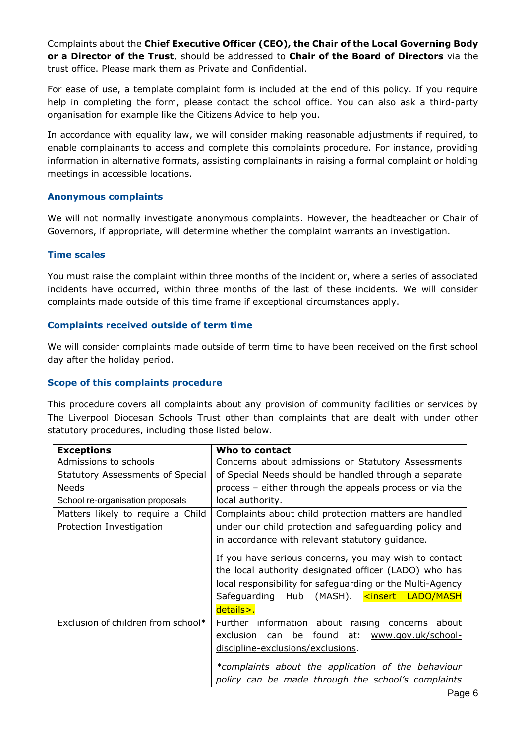Complaints about the **Chief Executive Officer (CEO), the Chair of the Local Governing Body or a Director of the Trust**, should be addressed to **Chair of the Board of Directors** via the trust office. Please mark them as Private and Confidential.

For ease of use, a template complaint form is included at the end of this policy. If you require help in completing the form, please contact the school office. You can also ask a third-party organisation for example like the Citizens Advice to help you.

In accordance with equality law, we will consider making reasonable adjustments if required, to enable complainants to access and complete this complaints procedure. For instance, providing information in alternative formats, assisting complainants in raising a formal complaint or holding meetings in accessible locations.

### Anonymous complaints

We will not normally investigate anonymous complaints. However, the headteacher or Chair of Governors, if appropriate, will determine whether the complaint warrants an investigation.

### Time scales

You must raise the complaint within three months of the incident or, where a series of associated incidents have occurred, within three months of the last of these incidents. We will consider complaints made outside of this time frame if exceptional circumstances apply.

### Complaints received outside of term time

We will consider complaints made outside of term time to have been received on the first school day after the holiday period.

### Scope of this complaints procedure

This procedure covers all complaints about any provision of community facilities or services by The Liverpool Diocesan Schools Trust other than complaints that are dealt with under other statutory procedures, including those listed below.

| **Exceptions** | **Who to contact** |
|---|---|
| Admissions to schools<br>Statutory Assessments of Special Needs<br>School re-organisation proposals | Concerns about admissions or Statutory Assessments of Special Needs should be handled through a separate process – either through the appeals process or via the local authority. |
| Matters likely to require a Child Protection Investigation | Complaints about child protection matters are handled under our child protection and safeguarding policy and in accordance with relevant statutory guidance.<br><br>If you have serious concerns, you may wish to contact the local authority designated officer (LADO) who has local responsibility for safeguarding or the Multi-Agency Safeguarding Hub (MASH). <insert LADO/MASH details>. |
| Exclusion of children from school* | Further information about raising concerns about exclusion can be found at: www.gov.uk/school-discipline-exclusions/exclusions.<br><br>*\*complaints about the application of the behaviour policy can be made through the school's complaints* |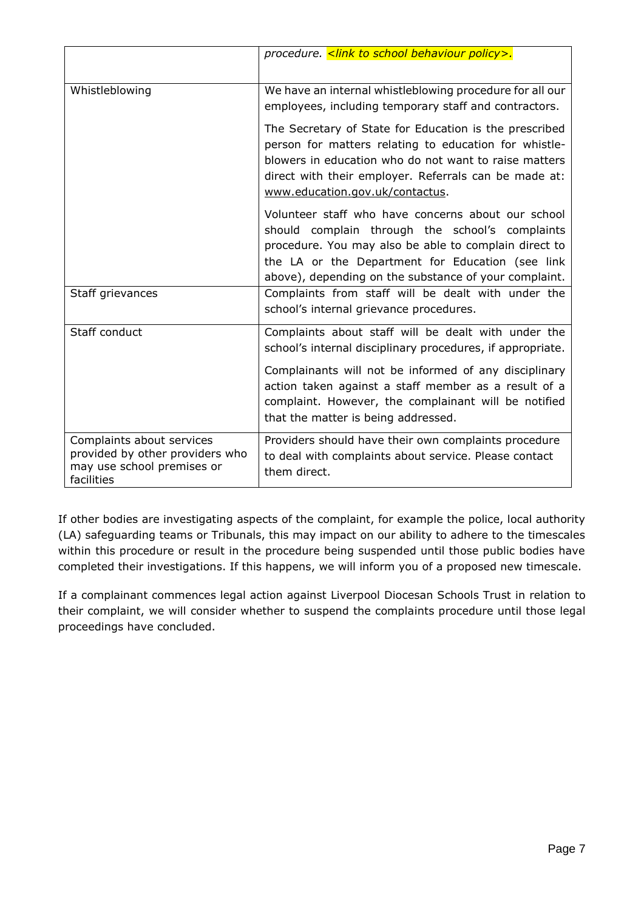| | |
|---|---|
| | *procedure. <link to school behaviour policy>.* |
| Whistleblowing | We have an internal whistleblowing procedure for all our employees, including temporary staff and contractors.<br><br>The Secretary of State for Education is the prescribed person for matters relating to education for whistle-blowers in education who do not want to raise matters direct with their employer. Referrals can be made at: www.education.gov.uk/contactus.<br><br>Volunteer staff who have concerns about our school should complain through the school's complaints procedure. You may also be able to complain direct to the LA or the Department for Education (see link above), depending on the substance of your complaint. |
| Staff grievances | Complaints from staff will be dealt with under the school's internal grievance procedures. |
| Staff conduct | Complaints about staff will be dealt with under the school's internal disciplinary procedures, if appropriate.<br><br>Complainants will not be informed of any disciplinary action taken against a staff member as a result of a complaint. However, the complainant will be notified that the matter is being addressed. |
| Complaints about services provided by other providers who may use school premises or facilities | Providers should have their own complaints procedure to deal with complaints about service. Please contact them direct. |

If other bodies are investigating aspects of the complaint, for example the police, local authority (LA) safeguarding teams or Tribunals, this may impact on our ability to adhere to the timescales within this procedure or result in the procedure being suspended until those public bodies have completed their investigations. If this happens, we will inform you of a proposed new timescale.

If a complainant commences legal action against Liverpool Diocesan Schools Trust in relation to their complaint, we will consider whether to suspend the complaints procedure until those legal proceedings have concluded.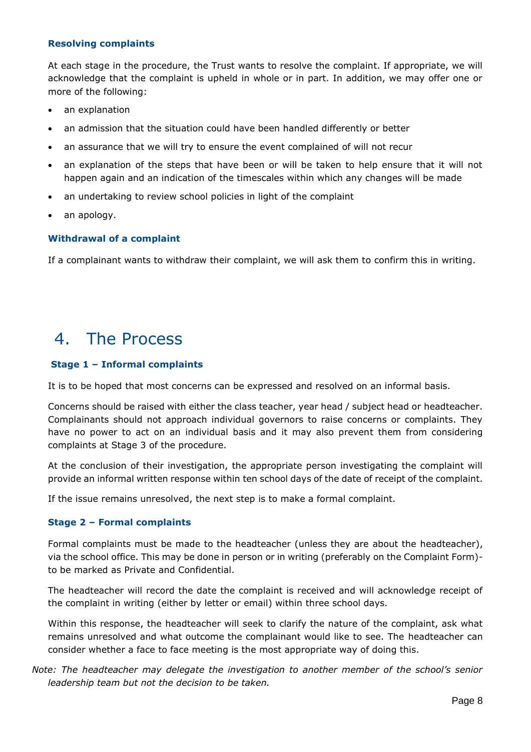### Resolving complaints

At each stage in the procedure, the Trust wants to resolve the complaint. If appropriate, we will acknowledge that the complaint is upheld in whole or in part. In addition, we may offer one or more of the following:

- an explanation
- an admission that the situation could have been handled differently or better
- an assurance that we will try to ensure the event complained of will not recur
- an explanation of the steps that have been or will be taken to help ensure that it will not happen again and an indication of the timescales within which any changes will be made
- an undertaking to review school policies in light of the complaint
- an apology.

### Withdrawal of a complaint

If a complainant wants to withdraw their complaint, we will ask them to confirm this in writing.

# 4. The Process

### Stage 1 – Informal complaints

It is to be hoped that most concerns can be expressed and resolved on an informal basis.

Concerns should be raised with either the class teacher, year head / subject head or headteacher. Complainants should not approach individual governors to raise concerns or complaints. They have no power to act on an individual basis and it may also prevent them from considering complaints at Stage 3 of the procedure.

At the conclusion of their investigation, the appropriate person investigating the complaint will provide an informal written response within ten school days of the date of receipt of the complaint.

If the issue remains unresolved, the next step is to make a formal complaint.

### Stage 2 – Formal complaints

Formal complaints must be made to the headteacher (unless they are about the headteacher), via the school office. This may be done in person or in writing (preferably on the Complaint Form)- to be marked as Private and Confidential.

The headteacher will record the date the complaint is received and will acknowledge receipt of the complaint in writing (either by letter or email) within three school days.

Within this response, the headteacher will seek to clarify the nature of the complaint, ask what remains unresolved and what outcome the complainant would like to see. The headteacher can consider whether a face to face meeting is the most appropriate way of doing this.

*Note: The headteacher may delegate the investigation to another member of the school's senior leadership team but not the decision to be taken.*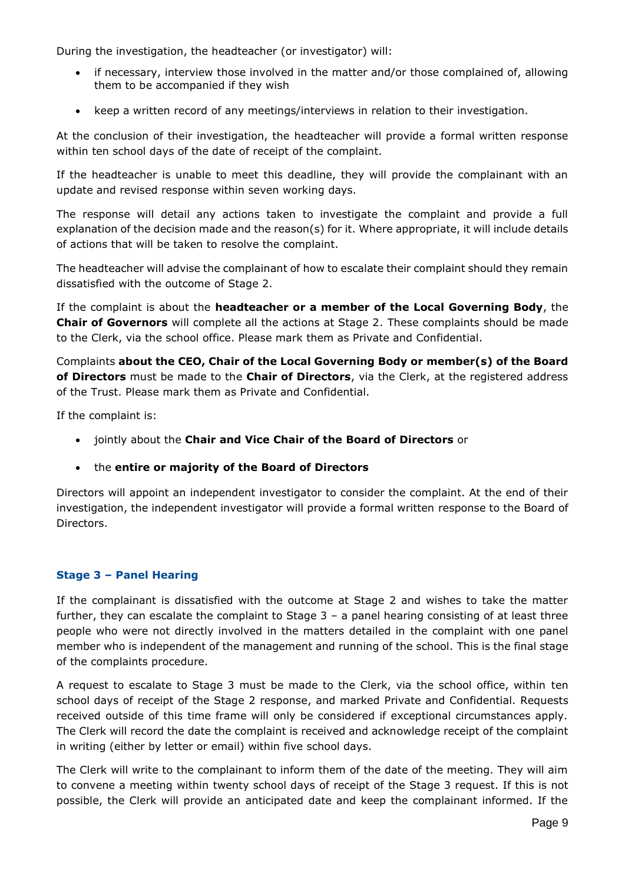During the investigation, the headteacher (or investigator) will:

- if necessary, interview those involved in the matter and/or those complained of, allowing them to be accompanied if they wish
- keep a written record of any meetings/interviews in relation to their investigation.

At the conclusion of their investigation, the headteacher will provide a formal written response within ten school days of the date of receipt of the complaint.

If the headteacher is unable to meet this deadline, they will provide the complainant with an update and revised response within seven working days.

The response will detail any actions taken to investigate the complaint and provide a full explanation of the decision made and the reason(s) for it. Where appropriate, it will include details of actions that will be taken to resolve the complaint.

The headteacher will advise the complainant of how to escalate their complaint should they remain dissatisfied with the outcome of Stage 2.

If the complaint is about the **headteacher or a member of the Local Governing Body**, the **Chair of Governors** will complete all the actions at Stage 2. These complaints should be made to the Clerk, via the school office. Please mark them as Private and Confidential.

Complaints **about the CEO, Chair of the Local Governing Body or member(s) of the Board of Directors** must be made to the **Chair of Directors**, via the Clerk, at the registered address of the Trust. Please mark them as Private and Confidential.

If the complaint is:

- jointly about the **Chair and Vice Chair of the Board of Directors** or
- the **entire or majority of the Board of Directors**

Directors will appoint an independent investigator to consider the complaint. At the end of their investigation, the independent investigator will provide a formal written response to the Board of Directors.

### Stage 3 – Panel Hearing

If the complainant is dissatisfied with the outcome at Stage 2 and wishes to take the matter further, they can escalate the complaint to Stage 3 – a panel hearing consisting of at least three people who were not directly involved in the matters detailed in the complaint with one panel member who is independent of the management and running of the school. This is the final stage of the complaints procedure.

A request to escalate to Stage 3 must be made to the Clerk, via the school office, within ten school days of receipt of the Stage 2 response, and marked Private and Confidential. Requests received outside of this time frame will only be considered if exceptional circumstances apply. The Clerk will record the date the complaint is received and acknowledge receipt of the complaint in writing (either by letter or email) within five school days.

The Clerk will write to the complainant to inform them of the date of the meeting. They will aim to convene a meeting within twenty school days of receipt of the Stage 3 request. If this is not possible, the Clerk will provide an anticipated date and keep the complainant informed. If the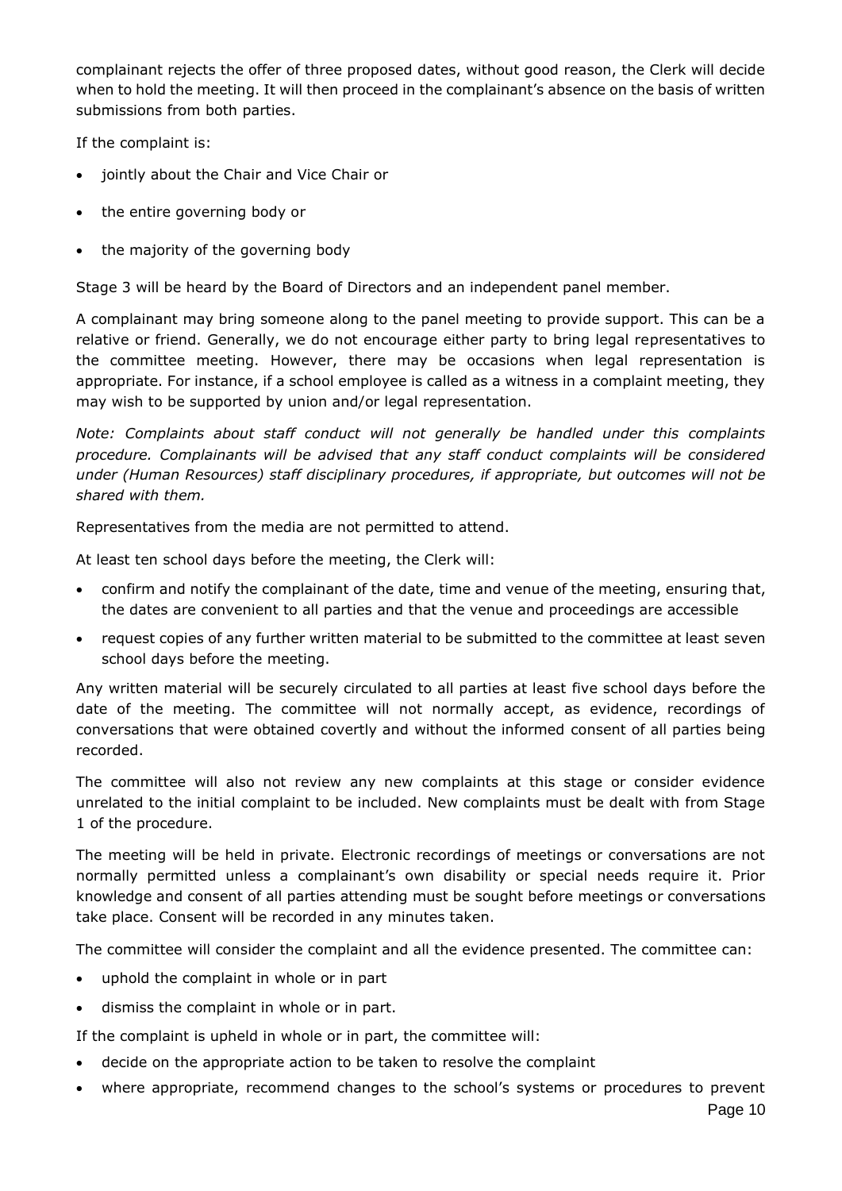complainant rejects the offer of three proposed dates, without good reason, the Clerk will decide when to hold the meeting. It will then proceed in the complainant's absence on the basis of written submissions from both parties.

If the complaint is:

- jointly about the Chair and Vice Chair or
- the entire governing body or
- the majority of the governing body

Stage 3 will be heard by the Board of Directors and an independent panel member.

A complainant may bring someone along to the panel meeting to provide support. This can be a relative or friend. Generally, we do not encourage either party to bring legal representatives to the committee meeting. However, there may be occasions when legal representation is appropriate. For instance, if a school employee is called as a witness in a complaint meeting, they may wish to be supported by union and/or legal representation.

*Note: Complaints about staff conduct will not generally be handled under this complaints procedure. Complainants will be advised that any staff conduct complaints will be considered under (Human Resources) staff disciplinary procedures, if appropriate, but outcomes will not be shared with them.*

Representatives from the media are not permitted to attend.

At least ten school days before the meeting, the Clerk will:

- confirm and notify the complainant of the date, time and venue of the meeting, ensuring that, the dates are convenient to all parties and that the venue and proceedings are accessible
- request copies of any further written material to be submitted to the committee at least seven school days before the meeting.

Any written material will be securely circulated to all parties at least five school days before the date of the meeting. The committee will not normally accept, as evidence, recordings of conversations that were obtained covertly and without the informed consent of all parties being recorded.

The committee will also not review any new complaints at this stage or consider evidence unrelated to the initial complaint to be included. New complaints must be dealt with from Stage 1 of the procedure.

The meeting will be held in private. Electronic recordings of meetings or conversations are not normally permitted unless a complainant's own disability or special needs require it. Prior knowledge and consent of all parties attending must be sought before meetings or conversations take place. Consent will be recorded in any minutes taken.

The committee will consider the complaint and all the evidence presented. The committee can:

- uphold the complaint in whole or in part
- dismiss the complaint in whole or in part.

If the complaint is upheld in whole or in part, the committee will:

- decide on the appropriate action to be taken to resolve the complaint
- where appropriate, recommend changes to the school's systems or procedures to prevent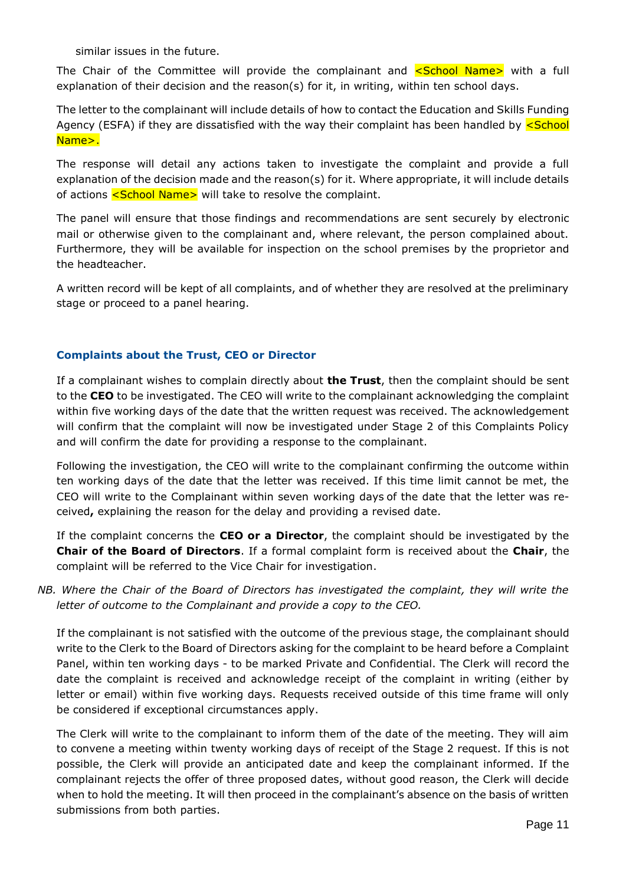similar issues in the future.

The Chair of the Committee will provide the complainant and <School Name> with a full explanation of their decision and the reason(s) for it, in writing, within ten school days.

The letter to the complainant will include details of how to contact the Education and Skills Funding Agency (ESFA) if they are dissatisfied with the way their complaint has been handled by <School Name>.

The response will detail any actions taken to investigate the complaint and provide a full explanation of the decision made and the reason(s) for it. Where appropriate, it will include details of actions <School Name> will take to resolve the complaint.

The panel will ensure that those findings and recommendations are sent securely by electronic mail or otherwise given to the complainant and, where relevant, the person complained about. Furthermore, they will be available for inspection on the school premises by the proprietor and the headteacher.

A written record will be kept of all complaints, and of whether they are resolved at the preliminary stage or proceed to a panel hearing.

### Complaints about the Trust, CEO or Director

If a complainant wishes to complain directly about **the Trust**, then the complaint should be sent to the **CEO** to be investigated. The CEO will write to the complainant acknowledging the complaint within five working days of the date that the written request was received. The acknowledgement will confirm that the complaint will now be investigated under Stage 2 of this Complaints Policy and will confirm the date for providing a response to the complainant.

Following the investigation, the CEO will write to the complainant confirming the outcome within ten working days of the date that the letter was received. If this time limit cannot be met, the CEO will write to the Complainant within seven working days of the date that the letter was received**,** explaining the reason for the delay and providing a revised date.

If the complaint concerns the **CEO or a Director**, the complaint should be investigated by the **Chair of the Board of Directors**. If a formal complaint form is received about the **Chair**, the complaint will be referred to the Vice Chair for investigation.

*NB. Where the Chair of the Board of Directors has investigated the complaint, they will write the letter of outcome to the Complainant and provide a copy to the CEO.*

If the complainant is not satisfied with the outcome of the previous stage, the complainant should write to the Clerk to the Board of Directors asking for the complaint to be heard before a Complaint Panel, within ten working days - to be marked Private and Confidential. The Clerk will record the date the complaint is received and acknowledge receipt of the complaint in writing (either by letter or email) within five working days. Requests received outside of this time frame will only be considered if exceptional circumstances apply.

The Clerk will write to the complainant to inform them of the date of the meeting. They will aim to convene a meeting within twenty working days of receipt of the Stage 2 request. If this is not possible, the Clerk will provide an anticipated date and keep the complainant informed. If the complainant rejects the offer of three proposed dates, without good reason, the Clerk will decide when to hold the meeting. It will then proceed in the complainant's absence on the basis of written submissions from both parties.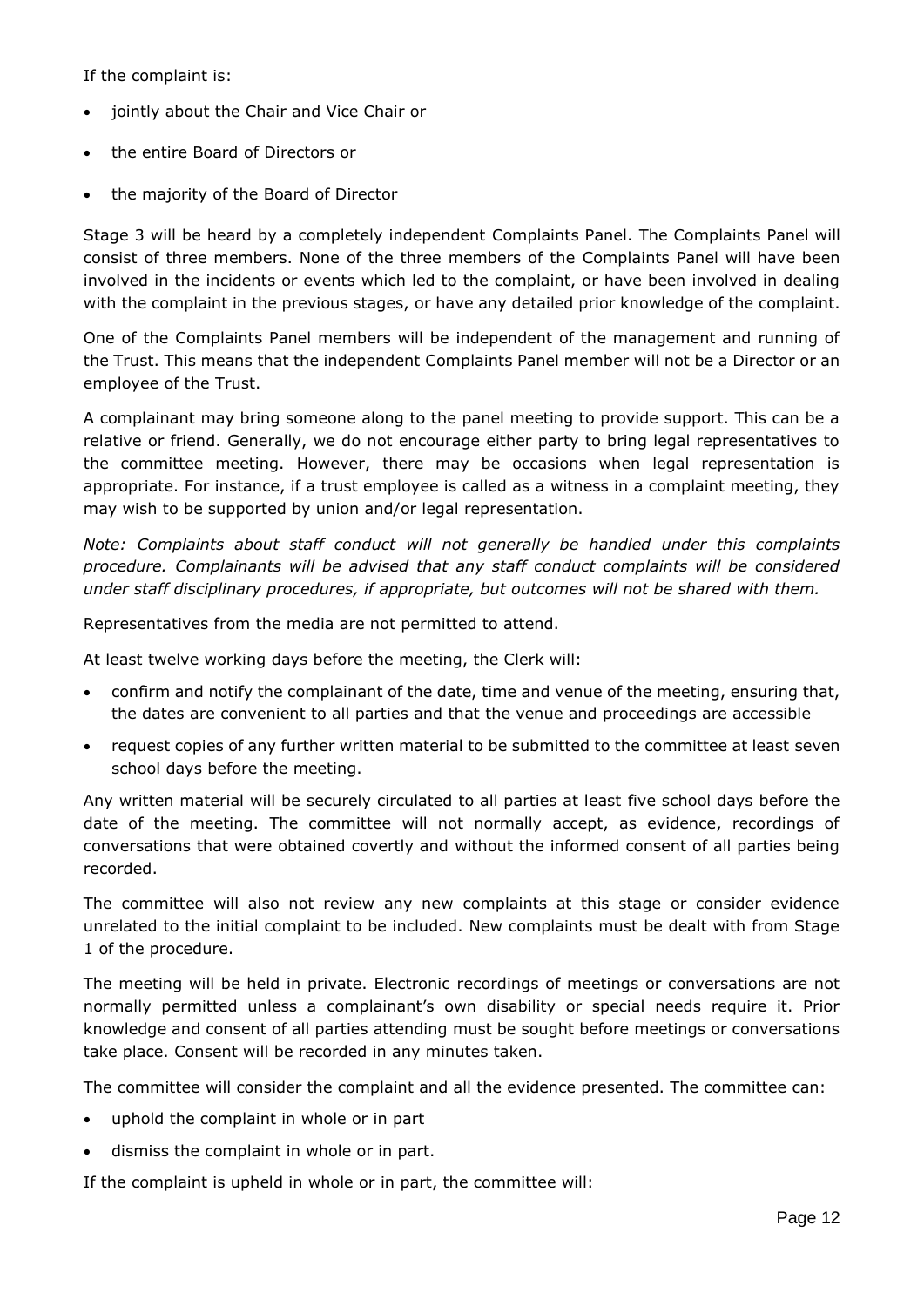If the complaint is:

- jointly about the Chair and Vice Chair or
- the entire Board of Directors or
- the majority of the Board of Director

Stage 3 will be heard by a completely independent Complaints Panel. The Complaints Panel will consist of three members. None of the three members of the Complaints Panel will have been involved in the incidents or events which led to the complaint, or have been involved in dealing with the complaint in the previous stages, or have any detailed prior knowledge of the complaint.

One of the Complaints Panel members will be independent of the management and running of the Trust. This means that the independent Complaints Panel member will not be a Director or an employee of the Trust.

A complainant may bring someone along to the panel meeting to provide support. This can be a relative or friend. Generally, we do not encourage either party to bring legal representatives to the committee meeting. However, there may be occasions when legal representation is appropriate. For instance, if a trust employee is called as a witness in a complaint meeting, they may wish to be supported by union and/or legal representation.

*Note: Complaints about staff conduct will not generally be handled under this complaints procedure. Complainants will be advised that any staff conduct complaints will be considered under staff disciplinary procedures, if appropriate, but outcomes will not be shared with them.*

Representatives from the media are not permitted to attend.

At least twelve working days before the meeting, the Clerk will:

- confirm and notify the complainant of the date, time and venue of the meeting, ensuring that, the dates are convenient to all parties and that the venue and proceedings are accessible
- request copies of any further written material to be submitted to the committee at least seven school days before the meeting.

Any written material will be securely circulated to all parties at least five school days before the date of the meeting. The committee will not normally accept, as evidence, recordings of conversations that were obtained covertly and without the informed consent of all parties being recorded.

The committee will also not review any new complaints at this stage or consider evidence unrelated to the initial complaint to be included. New complaints must be dealt with from Stage 1 of the procedure.

The meeting will be held in private. Electronic recordings of meetings or conversations are not normally permitted unless a complainant's own disability or special needs require it. Prior knowledge and consent of all parties attending must be sought before meetings or conversations take place. Consent will be recorded in any minutes taken.

The committee will consider the complaint and all the evidence presented. The committee can:

- uphold the complaint in whole or in part
- dismiss the complaint in whole or in part.

If the complaint is upheld in whole or in part, the committee will: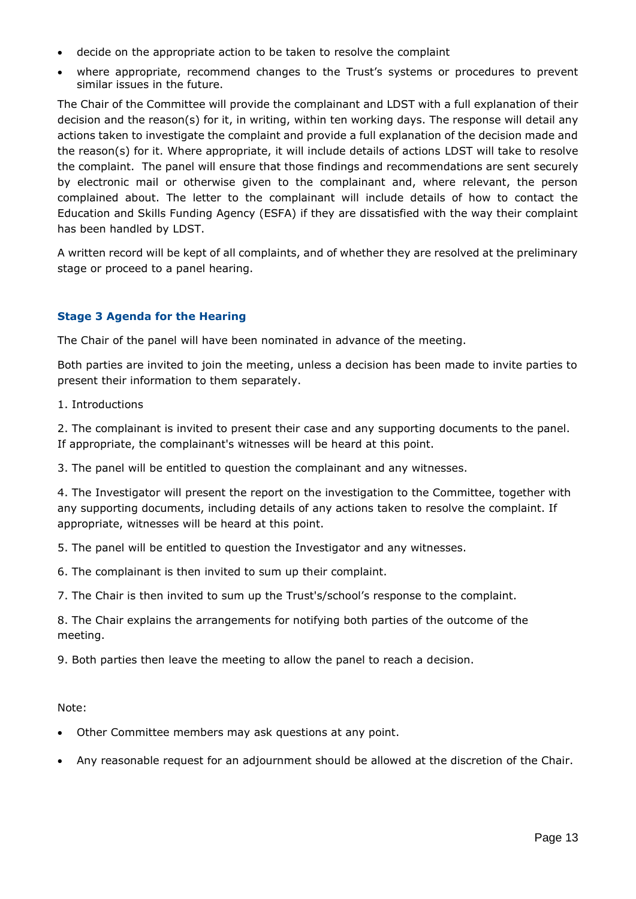- decide on the appropriate action to be taken to resolve the complaint
- where appropriate, recommend changes to the Trust's systems or procedures to prevent similar issues in the future.

The Chair of the Committee will provide the complainant and LDST with a full explanation of their decision and the reason(s) for it, in writing, within ten working days. The response will detail any actions taken to investigate the complaint and provide a full explanation of the decision made and the reason(s) for it. Where appropriate, it will include details of actions LDST will take to resolve the complaint. The panel will ensure that those findings and recommendations are sent securely by electronic mail or otherwise given to the complainant and, where relevant, the person complained about. The letter to the complainant will include details of how to contact the Education and Skills Funding Agency (ESFA) if they are dissatisfied with the way their complaint has been handled by LDST.

A written record will be kept of all complaints, and of whether they are resolved at the preliminary stage or proceed to a panel hearing.

### Stage 3 Agenda for the Hearing

The Chair of the panel will have been nominated in advance of the meeting.

Both parties are invited to join the meeting, unless a decision has been made to invite parties to present their information to them separately.

1. Introductions

2. The complainant is invited to present their case and any supporting documents to the panel. If appropriate, the complainant's witnesses will be heard at this point.

3. The panel will be entitled to question the complainant and any witnesses.

4. The Investigator will present the report on the investigation to the Committee, together with any supporting documents, including details of any actions taken to resolve the complaint. If appropriate, witnesses will be heard at this point.

5. The panel will be entitled to question the Investigator and any witnesses.

6. The complainant is then invited to sum up their complaint.

7. The Chair is then invited to sum up the Trust's/school's response to the complaint.

8. The Chair explains the arrangements for notifying both parties of the outcome of the meeting.

9. Both parties then leave the meeting to allow the panel to reach a decision.

Note:

- Other Committee members may ask questions at any point.
- Any reasonable request for an adjournment should be allowed at the discretion of the Chair.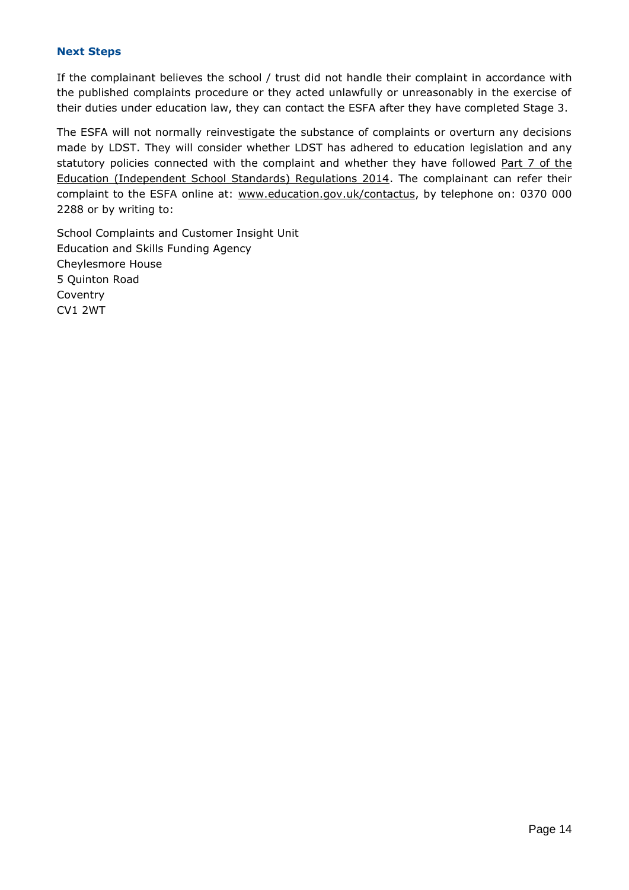### Next Steps

If the complainant believes the school / trust did not handle their complaint in accordance with the published complaints procedure or they acted unlawfully or unreasonably in the exercise of their duties under education law, they can contact the ESFA after they have completed Stage 3.

The ESFA will not normally reinvestigate the substance of complaints or overturn any decisions made by LDST. They will consider whether LDST has adhered to education legislation and any statutory policies connected with the complaint and whether they have followed Part 7 of the Education (Independent School Standards) Regulations 2014. The complainant can refer their complaint to the ESFA online at: www.education.gov.uk/contactus, by telephone on: 0370 000 2288 or by writing to:

School Complaints and Customer Insight Unit
Education and Skills Funding Agency
Cheylesmore House
5 Quinton Road
Coventry
CV1 2WT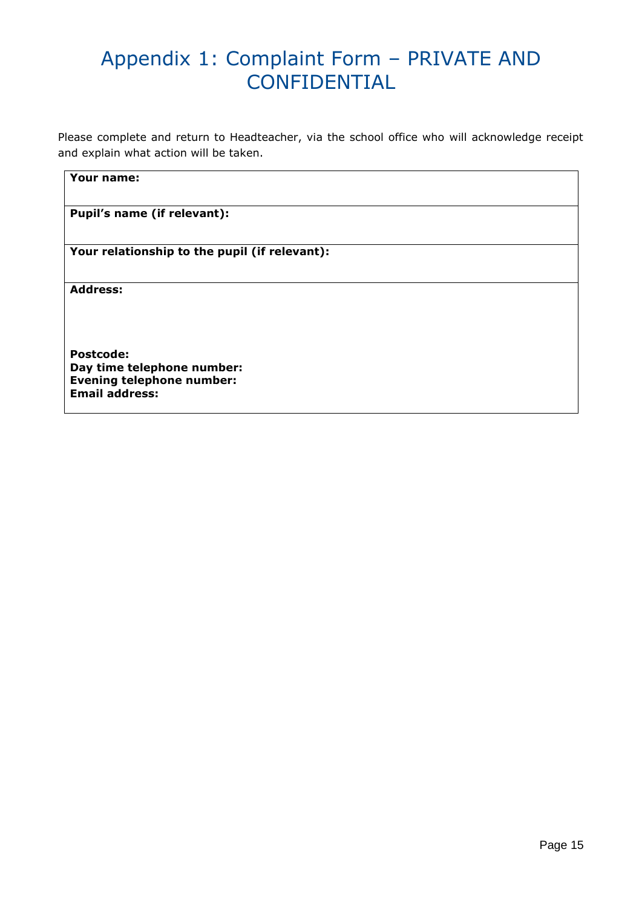# Appendix 1: Complaint Form – PRIVATE AND CONFIDENTIAL

Please complete and return to Headteacher, via the school office who will acknowledge receipt and explain what action will be taken.

| **Your name:** |
|---|
| **Pupil's name (if relevant):** |
| **Your relationship to the pupil (if relevant):** |
| **Address:**<br><br><br>**Postcode:**<br>**Day time telephone number:**<br>**Evening telephone number:**<br>**Email address:** |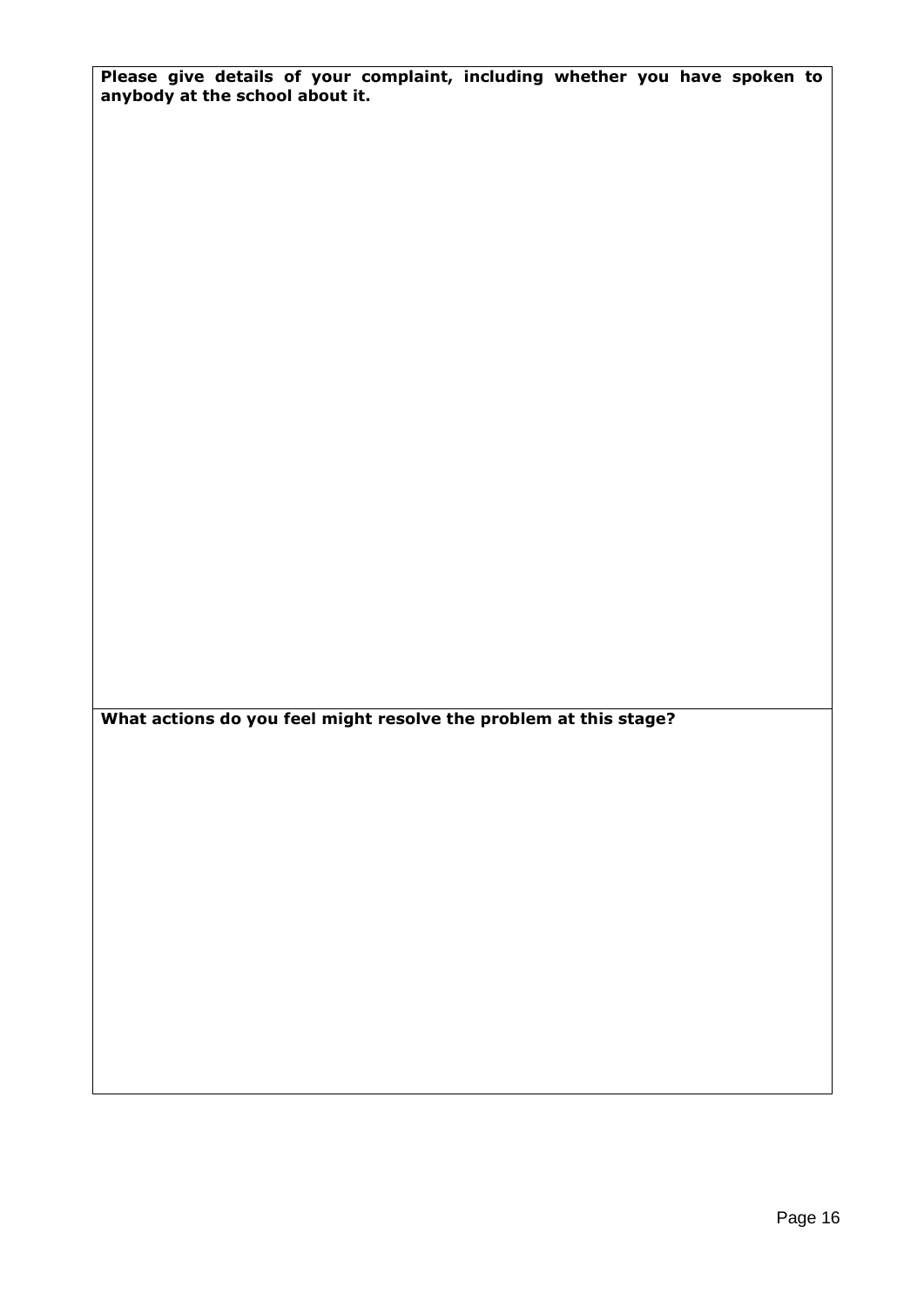| **Please give details of your complaint, including whether you have spoken to anybody at the school about it.** |
| --- |
| |
| **What actions do you feel might resolve the problem at this stage?** |
| |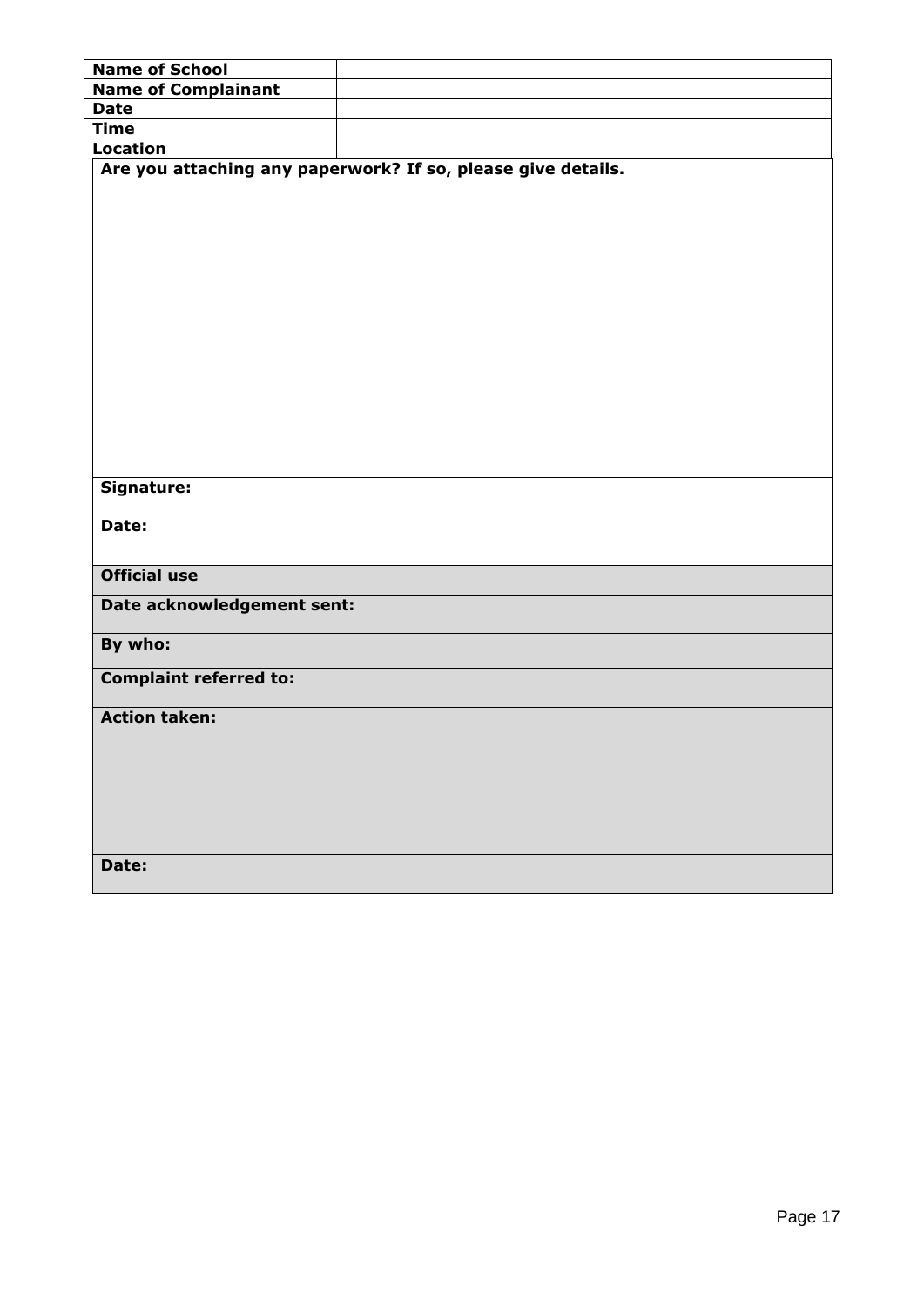| Name of School | |
|---|---|
| Name of Complainant | |
| Date | |
| Time | |
| Location | |

| |
|---|
| **Are you attaching any paperwork? If so, please give details.** |
| **Signature:**<br><br>**Date:** |
| **Official use** |
| **Date acknowledgement sent:** |
| **By who:** |
| **Complaint referred to:** |
| **Action taken:** |
| **Date:** |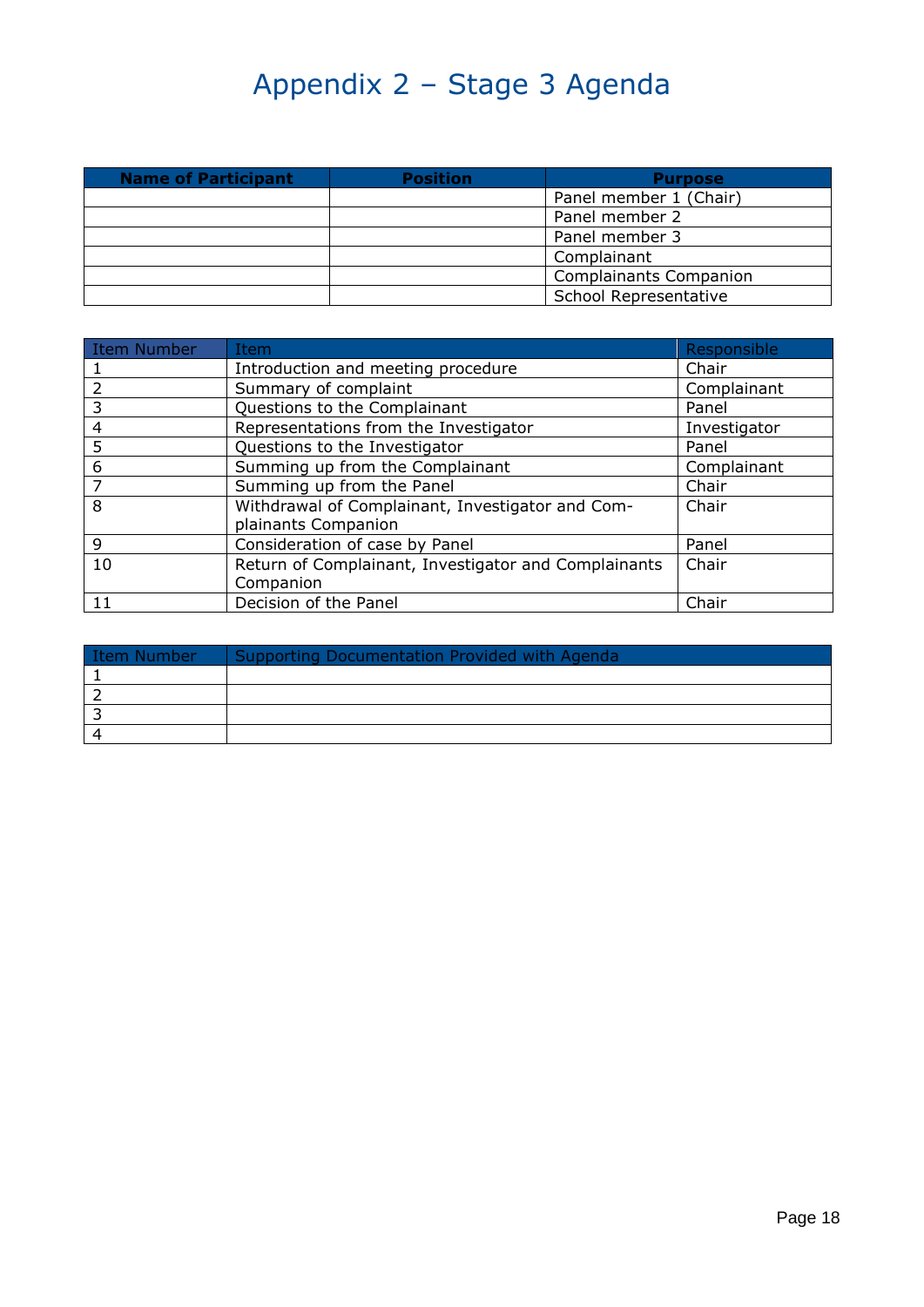# Appendix 2 – Stage 3 Agenda

| Name of Participant | Position | Purpose |
|---|---|---|
| | | Panel member 1 (Chair) |
| | | Panel member 2 |
| | | Panel member 3 |
| | | Complainant |
| | | Complainants Companion |
| | | School Representative |

| Item Number | Item | Responsible |
|---|---|---|
| 1 | Introduction and meeting procedure | Chair |
| 2 | Summary of complaint | Complainant |
| 3 | Questions to the Complainant | Panel |
| 4 | Representations from the Investigator | Investigator |
| 5 | Questions to the Investigator | Panel |
| 6 | Summing up from the Complainant | Complainant |
| 7 | Summing up from the Panel | Chair |
| 8 | Withdrawal of Complainant, Investigator and Complainants Companion | Chair |
| 9 | Consideration of case by Panel | Panel |
| 10 | Return of Complainant, Investigator and Complainants Companion | Chair |
| 11 | Decision of the Panel | Chair |

| Item Number | Supporting Documentation Provided with Agenda |
|---|---|
| 1 | |
| 2 | |
| 3 | |
| 4 | |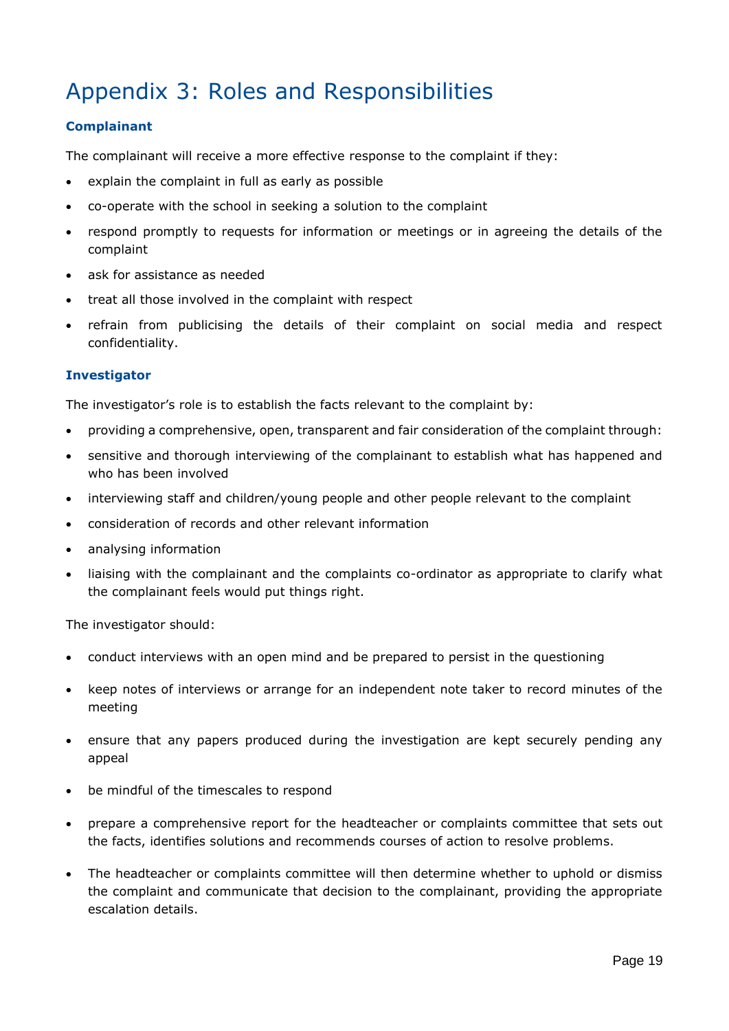# Appendix 3: Roles and Responsibilities

### Complainant

The complainant will receive a more effective response to the complaint if they:

- explain the complaint in full as early as possible
- co-operate with the school in seeking a solution to the complaint
- respond promptly to requests for information or meetings or in agreeing the details of the complaint
- ask for assistance as needed
- treat all those involved in the complaint with respect
- refrain from publicising the details of their complaint on social media and respect confidentiality.

### Investigator

The investigator's role is to establish the facts relevant to the complaint by:

- providing a comprehensive, open, transparent and fair consideration of the complaint through:
- sensitive and thorough interviewing of the complainant to establish what has happened and who has been involved
- interviewing staff and children/young people and other people relevant to the complaint
- consideration of records and other relevant information
- analysing information
- liaising with the complainant and the complaints co-ordinator as appropriate to clarify what the complainant feels would put things right.

The investigator should:

- conduct interviews with an open mind and be prepared to persist in the questioning
- keep notes of interviews or arrange for an independent note taker to record minutes of the meeting
- ensure that any papers produced during the investigation are kept securely pending any appeal
- be mindful of the timescales to respond
- prepare a comprehensive report for the headteacher or complaints committee that sets out the facts, identifies solutions and recommends courses of action to resolve problems.
- The headteacher or complaints committee will then determine whether to uphold or dismiss the complaint and communicate that decision to the complainant, providing the appropriate escalation details.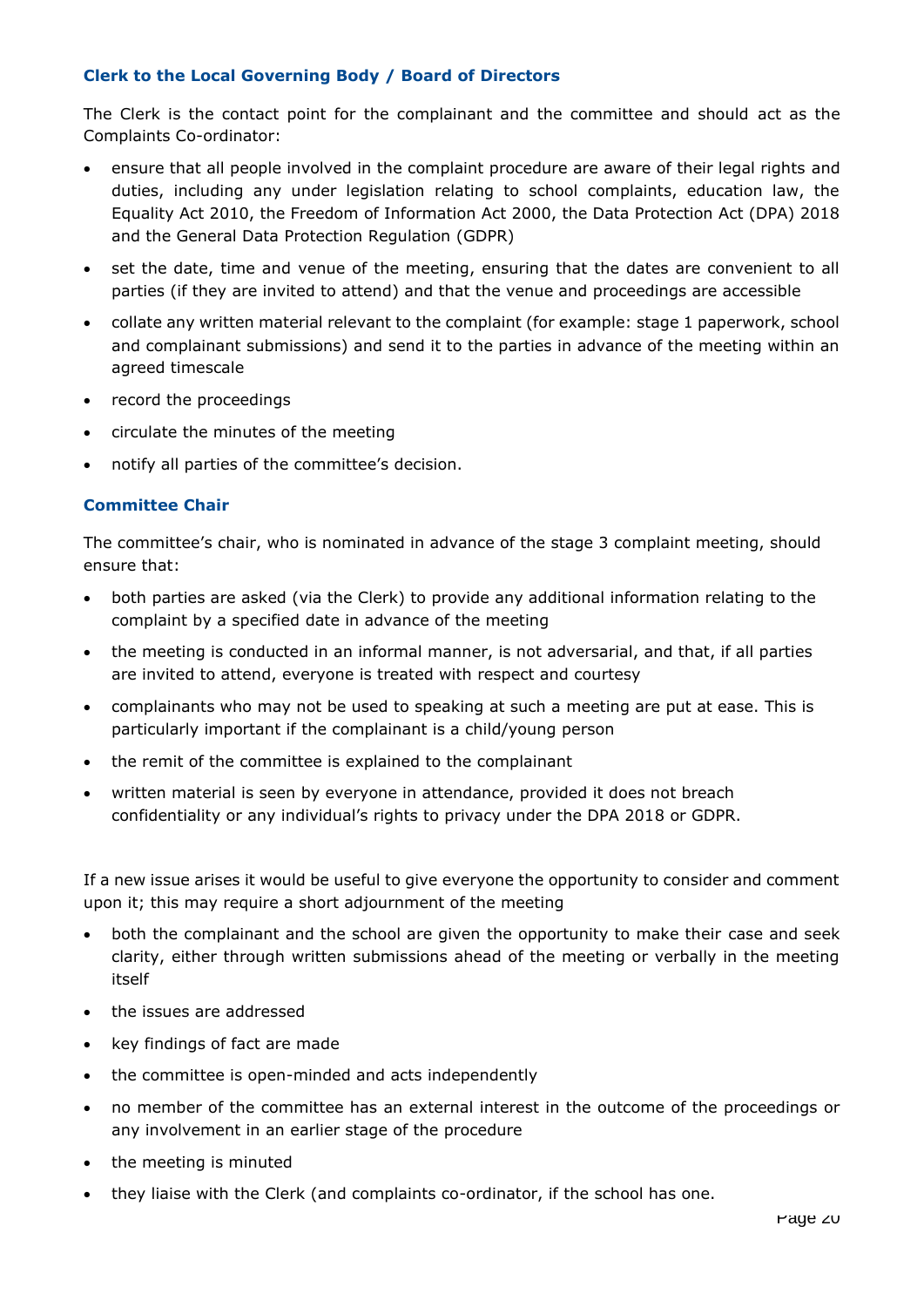### Clerk to the Local Governing Body / Board of Directors

The Clerk is the contact point for the complainant and the committee and should act as the Complaints Co-ordinator:

- ensure that all people involved in the complaint procedure are aware of their legal rights and duties, including any under legislation relating to school complaints, education law, the Equality Act 2010, the Freedom of Information Act 2000, the Data Protection Act (DPA) 2018 and the General Data Protection Regulation (GDPR)
- set the date, time and venue of the meeting, ensuring that the dates are convenient to all parties (if they are invited to attend) and that the venue and proceedings are accessible
- collate any written material relevant to the complaint (for example: stage 1 paperwork, school and complainant submissions) and send it to the parties in advance of the meeting within an agreed timescale
- record the proceedings
- circulate the minutes of the meeting
- notify all parties of the committee's decision.

### Committee Chair

The committee's chair, who is nominated in advance of the stage 3 complaint meeting, should ensure that:

- both parties are asked (via the Clerk) to provide any additional information relating to the complaint by a specified date in advance of the meeting
- the meeting is conducted in an informal manner, is not adversarial, and that, if all parties are invited to attend, everyone is treated with respect and courtesy
- complainants who may not be used to speaking at such a meeting are put at ease. This is particularly important if the complainant is a child/young person
- the remit of the committee is explained to the complainant
- written material is seen by everyone in attendance, provided it does not breach confidentiality or any individual's rights to privacy under the DPA 2018 or GDPR.

If a new issue arises it would be useful to give everyone the opportunity to consider and comment upon it; this may require a short adjournment of the meeting

- both the complainant and the school are given the opportunity to make their case and seek clarity, either through written submissions ahead of the meeting or verbally in the meeting itself
- the issues are addressed
- key findings of fact are made
- the committee is open-minded and acts independently
- no member of the committee has an external interest in the outcome of the proceedings or any involvement in an earlier stage of the procedure
- the meeting is minuted
- they liaise with the Clerk (and complaints co-ordinator, if the school has one.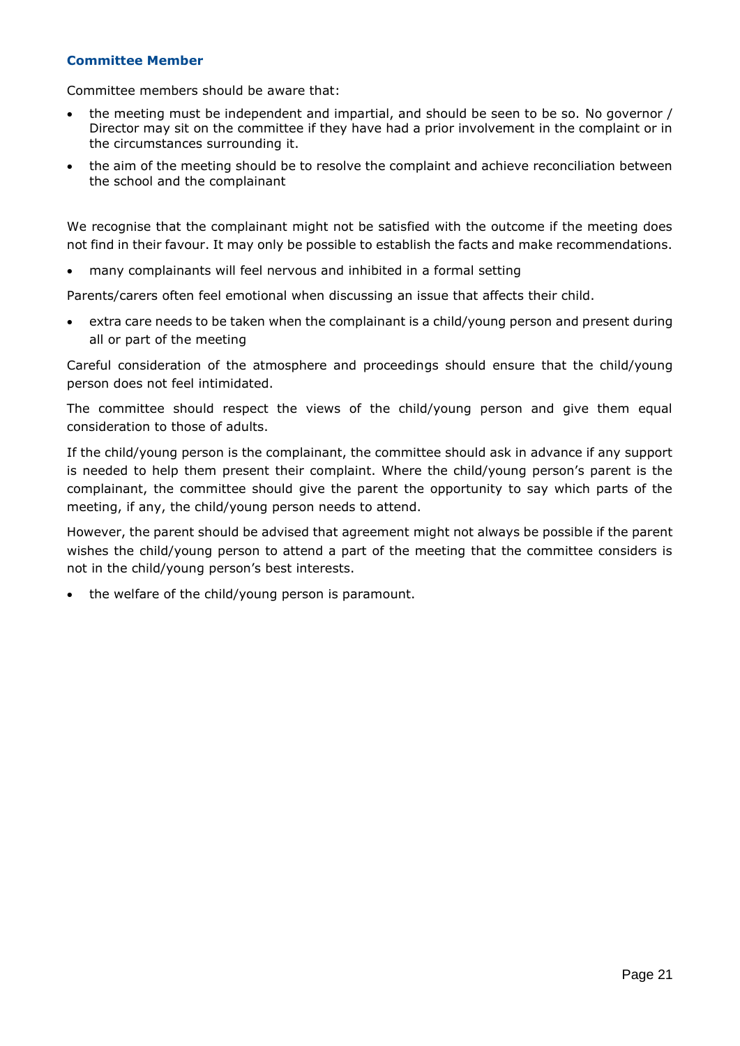### Committee Member

Committee members should be aware that:

- the meeting must be independent and impartial, and should be seen to be so. No governor / Director may sit on the committee if they have had a prior involvement in the complaint or in the circumstances surrounding it.
- the aim of the meeting should be to resolve the complaint and achieve reconciliation between the school and the complainant

We recognise that the complainant might not be satisfied with the outcome if the meeting does not find in their favour. It may only be possible to establish the facts and make recommendations.

- many complainants will feel nervous and inhibited in a formal setting

Parents/carers often feel emotional when discussing an issue that affects their child.

- extra care needs to be taken when the complainant is a child/young person and present during all or part of the meeting

Careful consideration of the atmosphere and proceedings should ensure that the child/young person does not feel intimidated.

The committee should respect the views of the child/young person and give them equal consideration to those of adults.

If the child/young person is the complainant, the committee should ask in advance if any support is needed to help them present their complaint. Where the child/young person's parent is the complainant, the committee should give the parent the opportunity to say which parts of the meeting, if any, the child/young person needs to attend.

However, the parent should be advised that agreement might not always be possible if the parent wishes the child/young person to attend a part of the meeting that the committee considers is not in the child/young person's best interests.

- the welfare of the child/young person is paramount.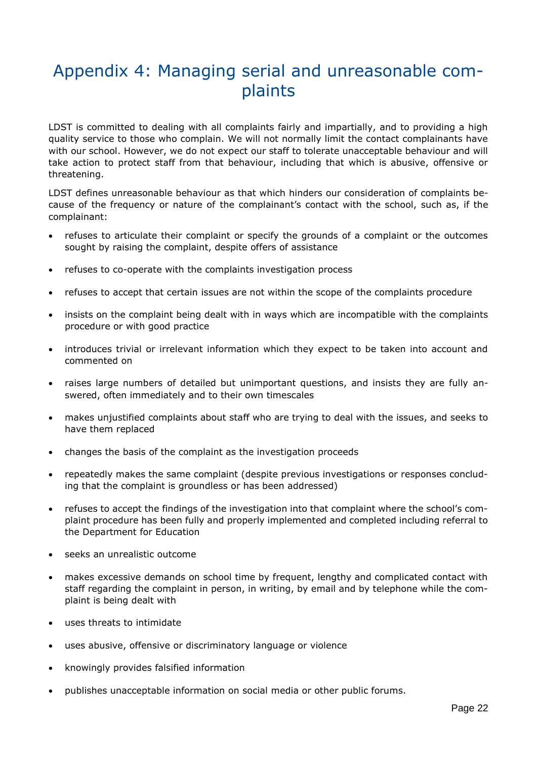# Appendix 4: Managing serial and unreasonable complaints

LDST is committed to dealing with all complaints fairly and impartially, and to providing a high quality service to those who complain. We will not normally limit the contact complainants have with our school. However, we do not expect our staff to tolerate unacceptable behaviour and will take action to protect staff from that behaviour, including that which is abusive, offensive or threatening.

LDST defines unreasonable behaviour as that which hinders our consideration of complaints because of the frequency or nature of the complainant's contact with the school, such as, if the complainant:

- refuses to articulate their complaint or specify the grounds of a complaint or the outcomes sought by raising the complaint, despite offers of assistance
- refuses to co-operate with the complaints investigation process
- refuses to accept that certain issues are not within the scope of the complaints procedure
- insists on the complaint being dealt with in ways which are incompatible with the complaints procedure or with good practice
- introduces trivial or irrelevant information which they expect to be taken into account and commented on
- raises large numbers of detailed but unimportant questions, and insists they are fully answered, often immediately and to their own timescales
- makes unjustified complaints about staff who are trying to deal with the issues, and seeks to have them replaced
- changes the basis of the complaint as the investigation proceeds
- repeatedly makes the same complaint (despite previous investigations or responses concluding that the complaint is groundless or has been addressed)
- refuses to accept the findings of the investigation into that complaint where the school's complaint procedure has been fully and properly implemented and completed including referral to the Department for Education
- seeks an unrealistic outcome
- makes excessive demands on school time by frequent, lengthy and complicated contact with staff regarding the complaint in person, in writing, by email and by telephone while the complaint is being dealt with
- uses threats to intimidate
- uses abusive, offensive or discriminatory language or violence
- knowingly provides falsified information
- publishes unacceptable information on social media or other public forums.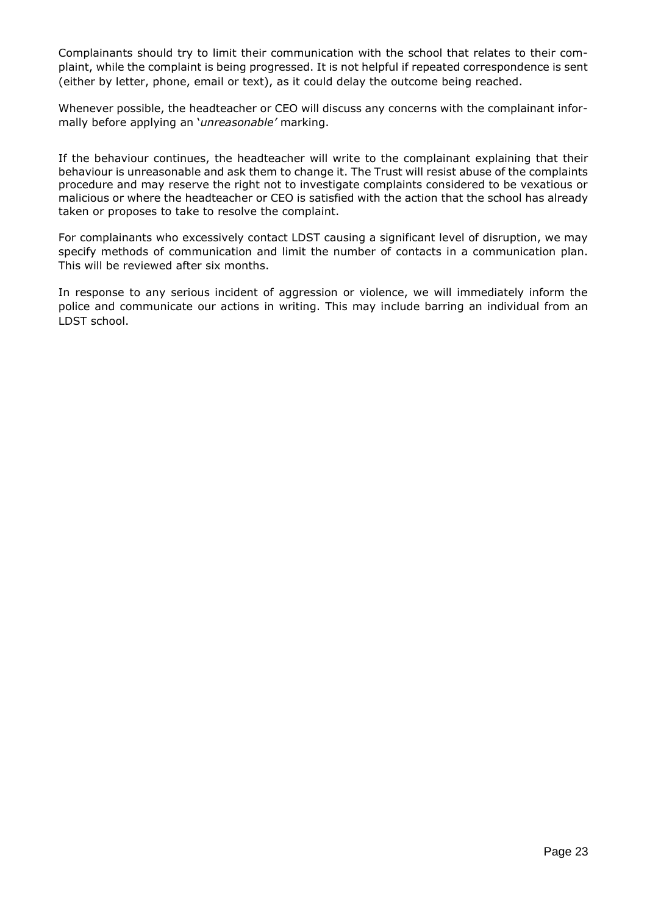Complainants should try to limit their communication with the school that relates to their complaint, while the complaint is being progressed. It is not helpful if repeated correspondence is sent (either by letter, phone, email or text), as it could delay the outcome being reached.

Whenever possible, the headteacher or CEO will discuss any concerns with the complainant informally before applying an '*unreasonable'* marking.

If the behaviour continues, the headteacher will write to the complainant explaining that their behaviour is unreasonable and ask them to change it. The Trust will resist abuse of the complaints procedure and may reserve the right not to investigate complaints considered to be vexatious or malicious or where the headteacher or CEO is satisfied with the action that the school has already taken or proposes to take to resolve the complaint.

For complainants who excessively contact LDST causing a significant level of disruption, we may specify methods of communication and limit the number of contacts in a communication plan. This will be reviewed after six months.

In response to any serious incident of aggression or violence, we will immediately inform the police and communicate our actions in writing. This may include barring an individual from an LDST school.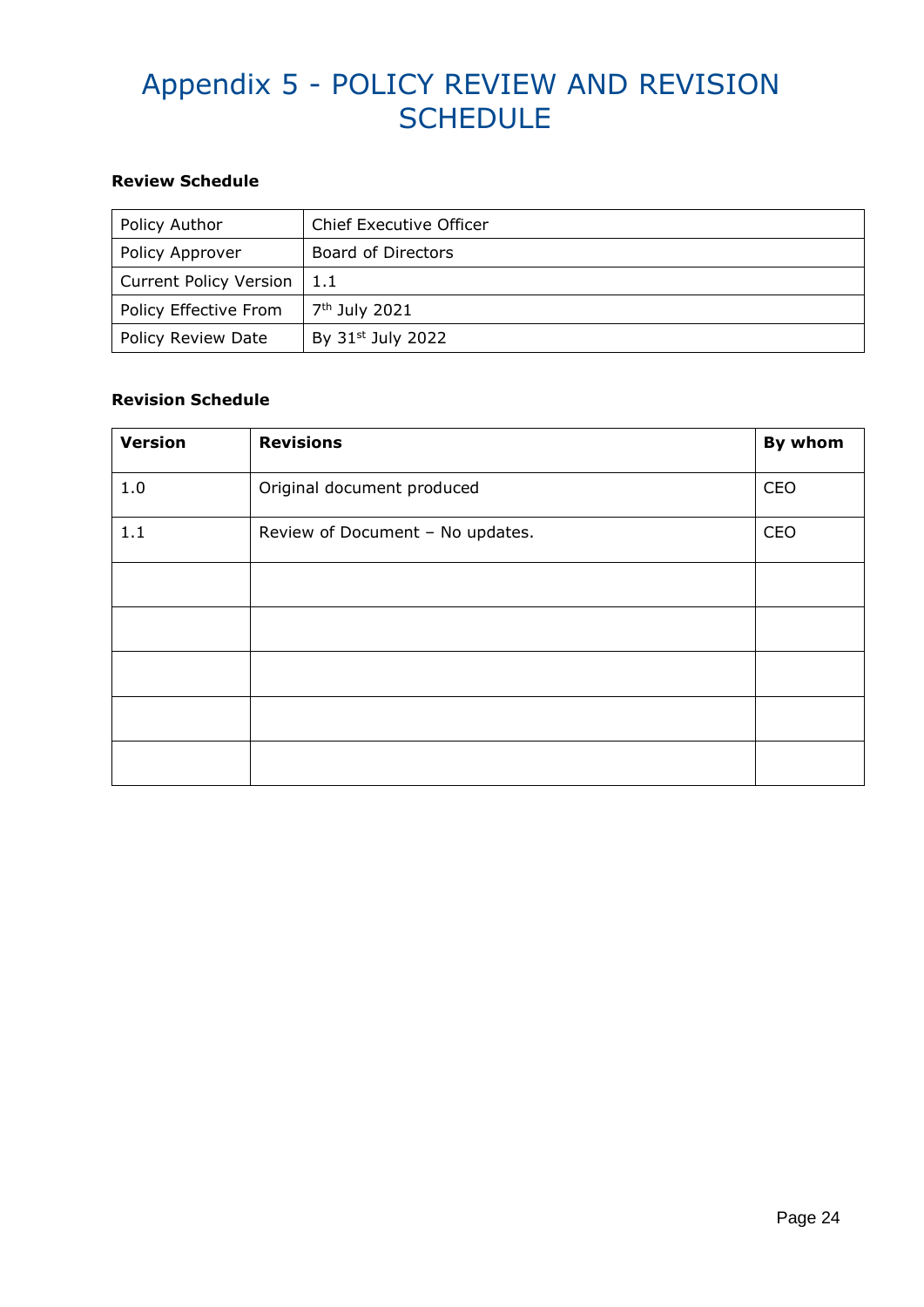# Appendix 5 - POLICY REVIEW AND REVISION SCHEDULE

**Review Schedule**

| | |
|---|---|
| Policy Author | Chief Executive Officer |
| Policy Approver | Board of Directors |
| Current Policy Version | 1.1 |
| Policy Effective From | 7th July 2021 |
| Policy Review Date | By 31st July 2022 |

**Revision Schedule**

| **Version** | **Revisions** | **By whom** |
|---|---|---|
| 1.0 | Original document produced | CEO |
| 1.1 | Review of Document – No updates. | CEO |
| | | |
| | | |
| | | |
| | | |
| | | |